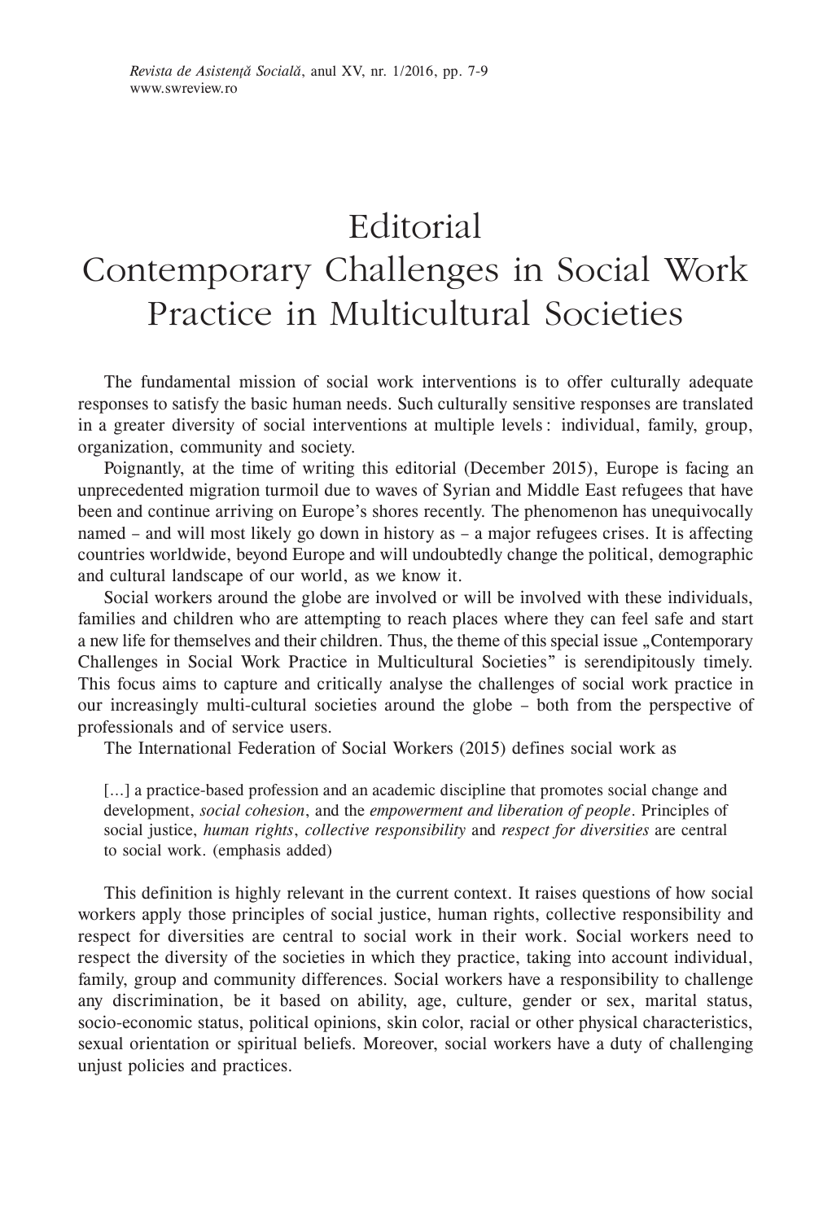# Editorial
# Contemporary Challenges in Social Work Practice in Multicultural Societies

The fundamental mission of social work interventions is to offer culturally adequate responses to satisfy the basic human needs. Such culturally sensitive responses are translated in a greater diversity of social interventions at multiple levels : individual, family, group, organization, community and society.

Poignantly, at the time of writing this editorial (December 2015), Europe is facing an unprecedented migration turmoil due to waves of Syrian and Middle East refugees that have been and continue arriving on Europe's shores recently. The phenomenon has unequivocally named – and will most likely go down in history as – a major refugees crises. It is affecting countries worldwide, beyond Europe and will undoubtedly change the political, demographic and cultural landscape of our world, as we know it.

Social workers around the globe are involved or will be involved with these individuals, families and children who are attempting to reach places where they can feel safe and start a new life for themselves and their children. Thus, the theme of this special issue „Contemporary Challenges in Social Work Practice in Multicultural Societies" is serendipitously timely. This focus aims to capture and critically analyse the challenges of social work practice in our increasingly multi-cultural societies around the globe – both from the perspective of professionals and of service users.

The International Federation of Social Workers (2015) defines social work as

> [...] a practice-based profession and an academic discipline that promotes social change and development, *social cohesion*, and the *empowerment and liberation of people*. Principles of social justice, *human rights*, *collective responsibility* and *respect for diversities* are central to social work. (emphasis added)

This definition is highly relevant in the current context. It raises questions of how social workers apply those principles of social justice, human rights, collective responsibility and respect for diversities are central to social work in their work. Social workers need to respect the diversity of the societies in which they practice, taking into account individual, family, group and community differences. Social workers have a responsibility to challenge any discrimination, be it based on ability, age, culture, gender or sex, marital status, socio-economic status, political opinions, skin color, racial or other physical characteristics, sexual orientation or spiritual beliefs. Moreover, social workers have a duty of challenging unjust policies and practices.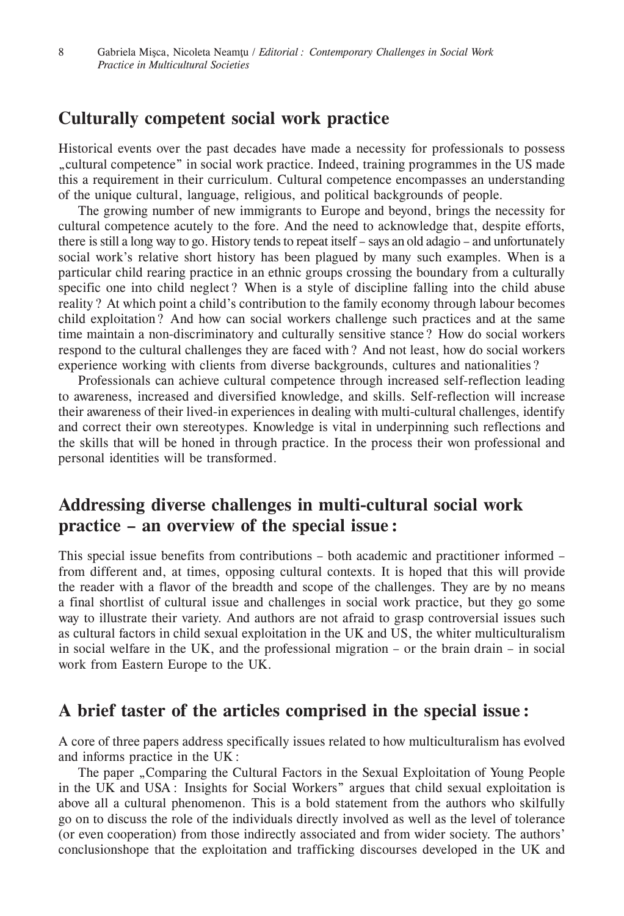## Culturally competent social work practice

Historical events over the past decades have made a necessity for professionals to possess „cultural competence" in social work practice. Indeed, training programmes in the US made this a requirement in their curriculum. Cultural competence encompasses an understanding of the unique cultural, language, religious, and political backgrounds of people.

The growing number of new immigrants to Europe and beyond, brings the necessity for cultural competence acutely to the fore. And the need to acknowledge that, despite efforts, there is still a long way to go. History tends to repeat itself – says an old adagio – and unfortunately social work's relative short history has been plagued by many such examples. When is a particular child rearing practice in an ethnic groups crossing the boundary from a culturally specific one into child neglect ? When is a style of discipline falling into the child abuse reality ? At which point a child's contribution to the family economy through labour becomes child exploitation ? And how can social workers challenge such practices and at the same time maintain a non-discriminatory and culturally sensitive stance ? How do social workers respond to the cultural challenges they are faced with ? And not least, how do social workers experience working with clients from diverse backgrounds, cultures and nationalities ?

Professionals can achieve cultural competence through increased self-reflection leading to awareness, increased and diversified knowledge, and skills. Self-reflection will increase their awareness of their lived-in experiences in dealing with multi-cultural challenges, identify and correct their own stereotypes. Knowledge is vital in underpinning such reflections and the skills that will be honed in through practice. In the process their won professional and personal identities will be transformed.

## Addressing diverse challenges in multi-cultural social work practice – an overview of the special issue :

This special issue benefits from contributions – both academic and practitioner informed – from different and, at times, opposing cultural contexts. It is hoped that this will provide the reader with a flavor of the breadth and scope of the challenges. They are by no means a final shortlist of cultural issue and challenges in social work practice, but they go some way to illustrate their variety. And authors are not afraid to grasp controversial issues such as cultural factors in child sexual exploitation in the UK and US, the whiter multiculturalism in social welfare in the UK, and the professional migration – or the brain drain – in social work from Eastern Europe to the UK.

## A brief taster of the articles comprised in the special issue :

A core of three papers address specifically issues related to how multiculturalism has evolved and informs practice in the UK :

The paper „Comparing the Cultural Factors in the Sexual Exploitation of Young People in the UK and USA : Insights for Social Workers" argues that child sexual exploitation is above all a cultural phenomenon. This is a bold statement from the authors who skilfully go on to discuss the role of the individuals directly involved as well as the level of tolerance (or even cooperation) from those indirectly associated and from wider society. The authors' conclusionshope that the exploitation and trafficking discourses developed in the UK and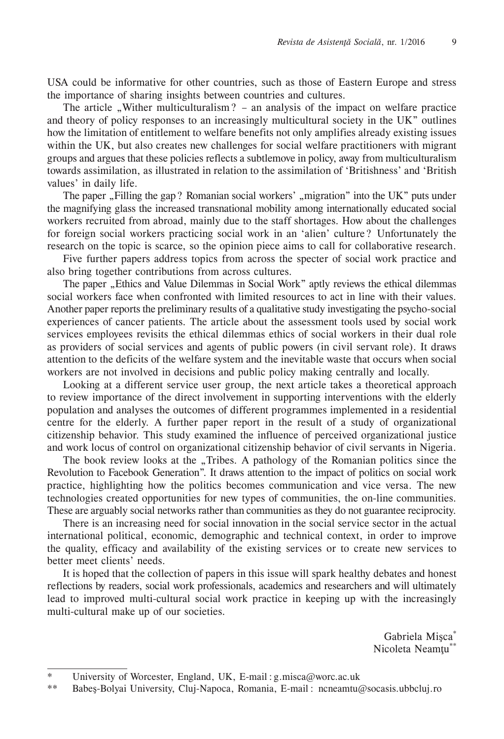USA could be informative for other countries, such as those of Eastern Europe and stress the importance of sharing insights between countries and cultures.

The article „Wither multiculturalism? – an analysis of the impact on welfare practice and theory of policy responses to an increasingly multicultural society in the UK" outlines how the limitation of entitlement to welfare benefits not only amplifies already existing issues within the UK, but also creates new challenges for social welfare practitioners with migrant groups and argues that these policies reflects a subtlemove in policy, away from multiculturalism towards assimilation, as illustrated in relation to the assimilation of 'Britishness' and 'British values' in daily life.

The paper „Filling the gap? Romanian social workers' „migration" into the UK" puts under the magnifying glass the increased transnational mobility among internationally educated social workers recruited from abroad, mainly due to the staff shortages. How about the challenges for foreign social workers practicing social work in an 'alien' culture? Unfortunately the research on the topic is scarce, so the opinion piece aims to call for collaborative research.

Five further papers address topics from across the specter of social work practice and also bring together contributions from across cultures.

The paper „Ethics and Value Dilemmas in Social Work" aptly reviews the ethical dilemmas social workers face when confronted with limited resources to act in line with their values. Another paper reports the preliminary results of a qualitative study investigating the psycho-social experiences of cancer patients. The article about the assessment tools used by social work services employees revisits the ethical dilemmas ethics of social workers in their dual role as providers of social services and agents of public powers (in civil servant role). It draws attention to the deficits of the welfare system and the inevitable waste that occurs when social workers are not involved in decisions and public policy making centrally and locally.

Looking at a different service user group, the next article takes a theoretical approach to review importance of the direct involvement in supporting interventions with the elderly population and analyses the outcomes of different programmes implemented in a residential centre for the elderly. A further paper report in the result of a study of organizational citizenship behavior. This study examined the influence of perceived organizational justice and work locus of control on organizational citizenship behavior of civil servants in Nigeria.

The book review looks at the „Tribes. A pathology of the Romanian politics since the Revolution to Facebook Generation". It draws attention to the impact of politics on social work practice, highlighting how the politics becomes communication and vice versa. The new technologies created opportunities for new types of communities, the on-line communities. These are arguably social networks rather than communities as they do not guarantee reciprocity.

There is an increasing need for social innovation in the social service sector in the actual international political, economic, demographic and technical context, in order to improve the quality, efficacy and availability of the existing services or to create new services to better meet clients' needs.

It is hoped that the collection of papers in this issue will spark healthy debates and honest reflections by readers, social work professionals, academics and researchers and will ultimately lead to improved multi-cultural social work practice in keeping up with the increasingly multi-cultural make up of our societies.

Gabriela Mişca*
Nicoleta Neamţu**

* University of Worcester, England, UK, E-mail: g.misca@worc.ac.uk

** Babeş-Bolyai University, Cluj-Napoca, Romania, E-mail: ncneamtu@socasis.ubbcluj.ro